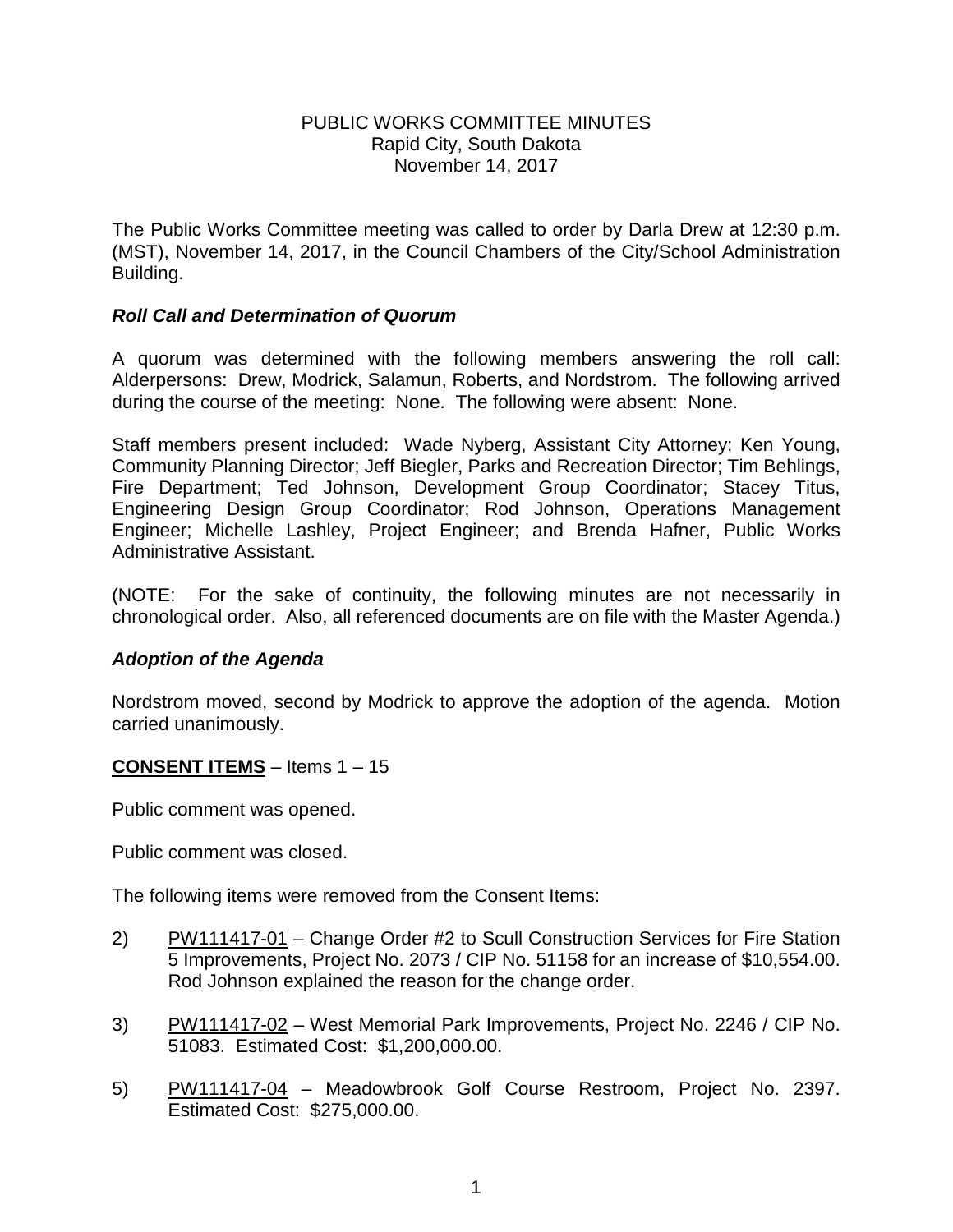PUBLIC WORKS COMMITTEE MINUTES
Rapid City, South Dakota
November 14, 2017

The Public Works Committee meeting was called to order by Darla Drew at 12:30 p.m. (MST), November 14, 2017, in the Council Chambers of the City/School Administration Building.

### *Roll Call and Determination of Quorum*

A quorum was determined with the following members answering the roll call: Alderpersons: Drew, Modrick, Salamun, Roberts, and Nordstrom. The following arrived during the course of the meeting: None. The following were absent: None.

Staff members present included: Wade Nyberg, Assistant City Attorney; Ken Young, Community Planning Director; Jeff Biegler, Parks and Recreation Director; Tim Behlings, Fire Department; Ted Johnson, Development Group Coordinator; Stacey Titus, Engineering Design Group Coordinator; Rod Johnson, Operations Management Engineer; Michelle Lashley, Project Engineer; and Brenda Hafner, Public Works Administrative Assistant.

(NOTE: For the sake of continuity, the following minutes are not necessarily in chronological order. Also, all referenced documents are on file with the Master Agenda.)

### *Adoption of the Agenda*

Nordstrom moved, second by Modrick to approve the adoption of the agenda. Motion carried unanimously.

**CONSENT ITEMS** – Items 1 – 15

Public comment was opened.

Public comment was closed.

The following items were removed from the Consent Items:

2) PW111417-01 – Change Order #2 to Scull Construction Services for Fire Station 5 Improvements, Project No. 2073 / CIP No. 51158 for an increase of $10,554.00. Rod Johnson explained the reason for the change order.

3) PW111417-02 – West Memorial Park Improvements, Project No. 2246 / CIP No. 51083. Estimated Cost: $1,200,000.00.

5) PW111417-04 – Meadowbrook Golf Course Restroom, Project No. 2397. Estimated Cost: $275,000.00.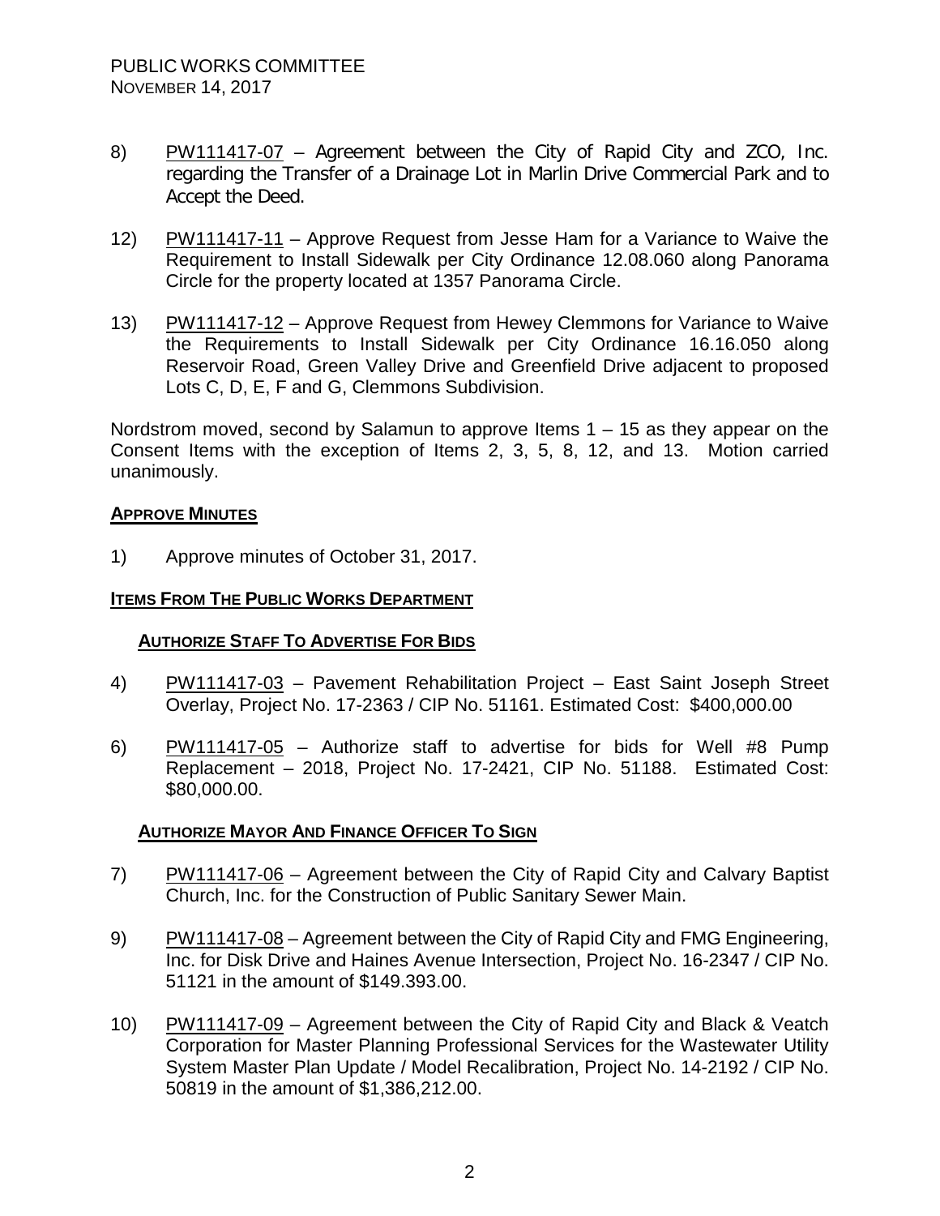8) PW111417-07 – Agreement between the City of Rapid City and ZCO, Inc. regarding the Transfer of a Drainage Lot in Marlin Drive Commercial Park and to Accept the Deed.

12) PW111417-11 – Approve Request from Jesse Ham for a Variance to Waive the Requirement to Install Sidewalk per City Ordinance 12.08.060 along Panorama Circle for the property located at 1357 Panorama Circle.

13) PW111417-12 – Approve Request from Hewey Clemmons for Variance to Waive the Requirements to Install Sidewalk per City Ordinance 16.16.050 along Reservoir Road, Green Valley Drive and Greenfield Drive adjacent to proposed Lots C, D, E, F and G, Clemmons Subdivision.

Nordstrom moved, second by Salamun to approve Items 1 – 15 as they appear on the Consent Items with the exception of Items 2, 3, 5, 8, 12, and 13. Motion carried unanimously.

**APPROVE MINUTES**

1) Approve minutes of October 31, 2017.

**ITEMS FROM THE PUBLIC WORKS DEPARTMENT**

**AUTHORIZE STAFF TO ADVERTISE FOR BIDS**

4) PW111417-03 – Pavement Rehabilitation Project – East Saint Joseph Street Overlay, Project No. 17-2363 / CIP No. 51161. Estimated Cost: $400,000.00

6) PW111417-05 – Authorize staff to advertise for bids for Well #8 Pump Replacement – 2018, Project No. 17-2421, CIP No. 51188. Estimated Cost: $80,000.00.

**AUTHORIZE MAYOR AND FINANCE OFFICER TO SIGN**

7) PW111417-06 – Agreement between the City of Rapid City and Calvary Baptist Church, Inc. for the Construction of Public Sanitary Sewer Main.

9) PW111417-08 – Agreement between the City of Rapid City and FMG Engineering, Inc. for Disk Drive and Haines Avenue Intersection, Project No. 16-2347 / CIP No. 51121 in the amount of $149.393.00.

10) PW111417-09 – Agreement between the City of Rapid City and Black & Veatch Corporation for Master Planning Professional Services for the Wastewater Utility System Master Plan Update / Model Recalibration, Project No. 14-2192 / CIP No. 50819 in the amount of $1,386,212.00.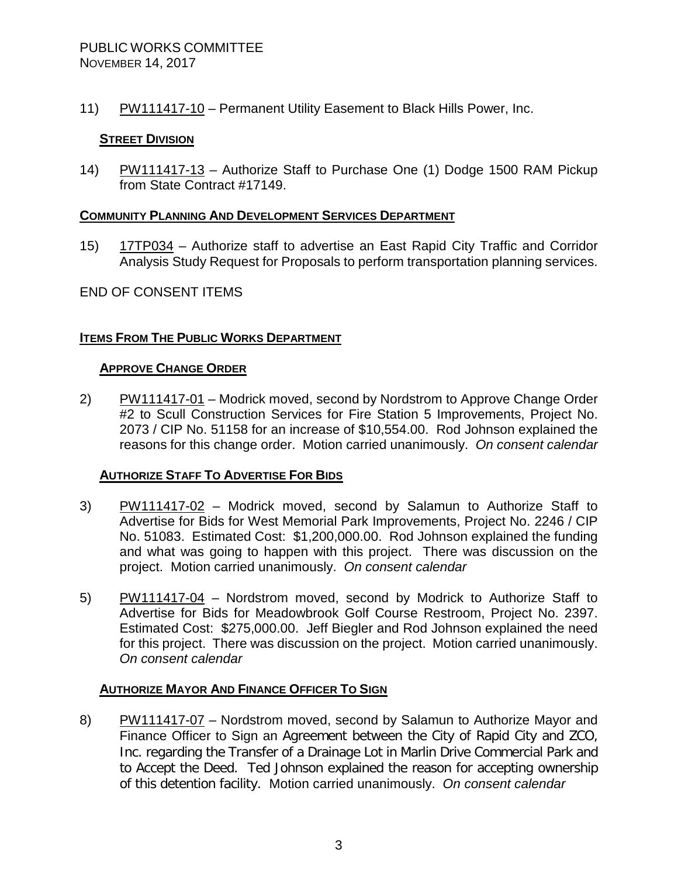11) PW111417-10 – Permanent Utility Easement to Black Hills Power, Inc.

**STREET DIVISION**

14) PW111417-13 – Authorize Staff to Purchase One (1) Dodge 1500 RAM Pickup from State Contract #17149.

**COMMUNITY PLANNING AND DEVELOPMENT SERVICES DEPARTMENT**

15) 17TP034 – Authorize staff to advertise an East Rapid City Traffic and Corridor Analysis Study Request for Proposals to perform transportation planning services.

END OF CONSENT ITEMS

**ITEMS FROM THE PUBLIC WORKS DEPARTMENT**

**APPROVE CHANGE ORDER**

2) PW111417-01 – Modrick moved, second by Nordstrom to Approve Change Order #2 to Scull Construction Services for Fire Station 5 Improvements, Project No. 2073 / CIP No. 51158 for an increase of $10,554.00. Rod Johnson explained the reasons for this change order. Motion carried unanimously. *On consent calendar*

**AUTHORIZE STAFF TO ADVERTISE FOR BIDS**

3) PW111417-02 – Modrick moved, second by Salamun to Authorize Staff to Advertise for Bids for West Memorial Park Improvements, Project No. 2246 / CIP No. 51083. Estimated Cost: $1,200,000.00. Rod Johnson explained the funding and what was going to happen with this project. There was discussion on the project. Motion carried unanimously. *On consent calendar*

5) PW111417-04 – Nordstrom moved, second by Modrick to Authorize Staff to Advertise for Bids for Meadowbrook Golf Course Restroom, Project No. 2397. Estimated Cost: $275,000.00. Jeff Biegler and Rod Johnson explained the need for this project. There was discussion on the project. Motion carried unanimously. *On consent calendar*

**AUTHORIZE MAYOR AND FINANCE OFFICER TO SIGN**

8) PW111417-07 – Nordstrom moved, second by Salamun to Authorize Mayor and Finance Officer to Sign an Agreement between the City of Rapid City and ZCO, Inc. regarding the Transfer of a Drainage Lot in Marlin Drive Commercial Park and to Accept the Deed. Ted Johnson explained the reason for accepting ownership of this detention facility. Motion carried unanimously. *On consent calendar*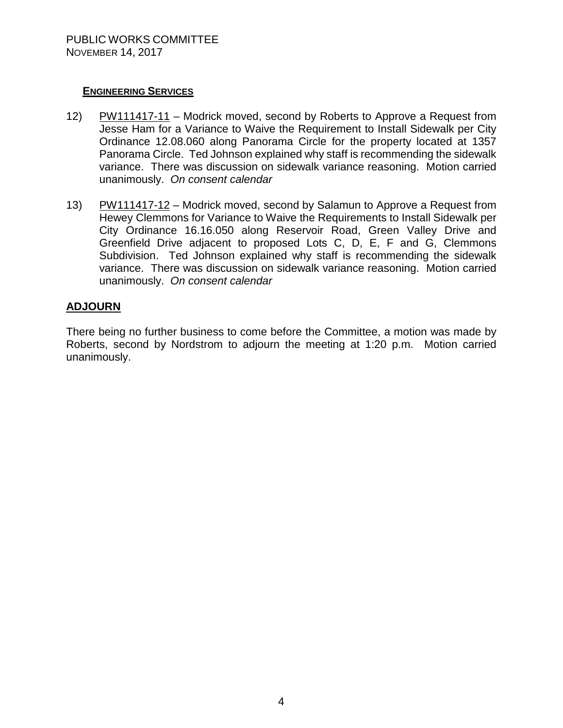#### **ENGINEERING SERVICES**

12) PW111417-11 – Modrick moved, second by Roberts to Approve a Request from Jesse Ham for a Variance to Waive the Requirement to Install Sidewalk per City Ordinance 12.08.060 along Panorama Circle for the property located at 1357 Panorama Circle. Ted Johnson explained why staff is recommending the sidewalk variance. There was discussion on sidewalk variance reasoning. Motion carried unanimously. *On consent calendar*

13) PW111417-12 – Modrick moved, second by Salamun to Approve a Request from Hewey Clemmons for Variance to Waive the Requirements to Install Sidewalk per City Ordinance 16.16.050 along Reservoir Road, Green Valley Drive and Greenfield Drive adjacent to proposed Lots C, D, E, F and G, Clemmons Subdivision. Ted Johnson explained why staff is recommending the sidewalk variance. There was discussion on sidewalk variance reasoning. Motion carried unanimously. *On consent calendar*

## **ADJOURN**

There being no further business to come before the Committee, a motion was made by Roberts, second by Nordstrom to adjourn the meeting at 1:20 p.m. Motion carried unanimously.